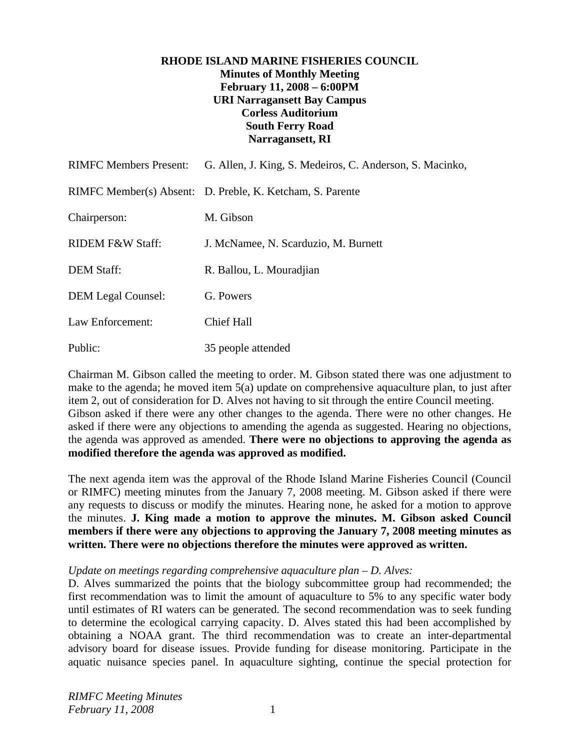**RHODE ISLAND MARINE FISHERIES COUNCIL**
**Minutes of Monthly Meeting**
**February 11, 2008 – 6:00PM**
**URI Narragansett Bay Campus**
**Corless Auditorium**
**South Ferry Road**
**Narragansett, RI**

| | |
|---|---|
| RIMFC Members Present: | G. Allen, J. King, S. Medeiros, C. Anderson, S. Macinko, |
| RIMFC Member(s) Absent: | D. Preble, K. Ketcham, S. Parente |
| Chairperson: | M. Gibson |
| RIDEM F&W Staff: | J. McNamee, N. Scarduzio, M. Burnett |
| DEM Staff: | R. Ballou, L. Mouradjian |
| DEM Legal Counsel: | G. Powers |
| Law Enforcement: | Chief Hall |
| Public: | 35 people attended |

Chairman M. Gibson called the meeting to order. M. Gibson stated there was one adjustment to make to the agenda; he moved item 5(a) update on comprehensive aquaculture plan, to just after item 2, out of consideration for D. Alves not having to sit through the entire Council meeting. Gibson asked if there were any other changes to the agenda. There were no other changes. He asked if there were any objections to amending the agenda as suggested. Hearing no objections, the agenda was approved as amended. **There were no objections to approving the agenda as modified therefore the agenda was approved as modified.**

The next agenda item was the approval of the Rhode Island Marine Fisheries Council (Council or RIMFC) meeting minutes from the January 7, 2008 meeting. M. Gibson asked if there were any requests to discuss or modify the minutes. Hearing none, he asked for a motion to approve the minutes. **J. King made a motion to approve the minutes. M. Gibson asked Council members if there were any objections to approving the January 7, 2008 meeting minutes as written. There were no objections therefore the minutes were approved as written.**

*Update on meetings regarding comprehensive aquaculture plan – D. Alves:*
D. Alves summarized the points that the biology subcommittee group had recommended; the first recommendation was to limit the amount of aquaculture to 5% to any specific water body until estimates of RI waters can be generated. The second recommendation was to seek funding to determine the ecological carrying capacity. D. Alves stated this had been accomplished by obtaining a NOAA grant. The third recommendation was to create an inter-departmental advisory board for disease issues. Provide funding for disease monitoring. Participate in the aquatic nuisance species panel. In aquaculture sighting, continue the special protection for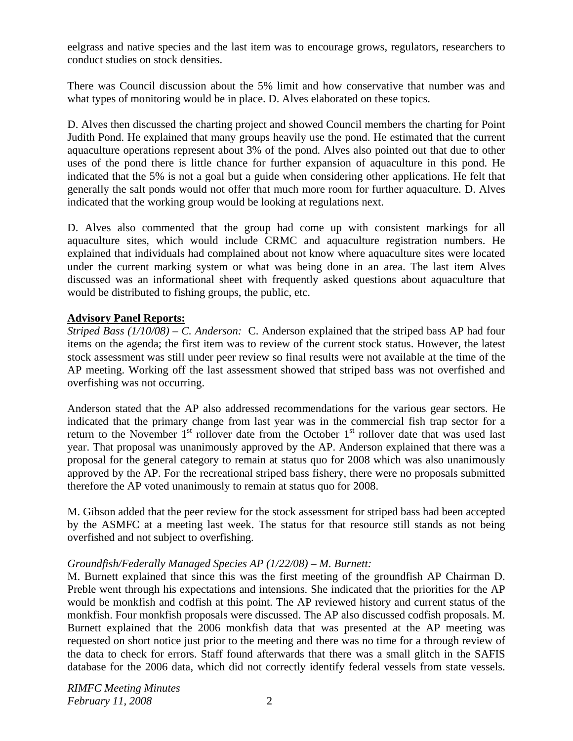eelgrass and native species and the last item was to encourage grows, regulators, researchers to conduct studies on stock densities.

There was Council discussion about the 5% limit and how conservative that number was and what types of monitoring would be in place. D. Alves elaborated on these topics.

D. Alves then discussed the charting project and showed Council members the charting for Point Judith Pond. He explained that many groups heavily use the pond. He estimated that the current aquaculture operations represent about 3% of the pond. Alves also pointed out that due to other uses of the pond there is little chance for further expansion of aquaculture in this pond. He indicated that the 5% is not a goal but a guide when considering other applications. He felt that generally the salt ponds would not offer that much more room for further aquaculture. D. Alves indicated that the working group would be looking at regulations next.

D. Alves also commented that the group had come up with consistent markings for all aquaculture sites, which would include CRMC and aquaculture registration numbers. He explained that individuals had complained about not know where aquaculture sites were located under the current marking system or what was being done in an area. The last item Alves discussed was an informational sheet with frequently asked questions about aquaculture that would be distributed to fishing groups, the public, etc.

**Advisory Panel Reports:**

*Striped Bass (1/10/08) – C. Anderson:* C. Anderson explained that the striped bass AP had four items on the agenda; the first item was to review of the current stock status. However, the latest stock assessment was still under peer review so final results were not available at the time of the AP meeting. Working off the last assessment showed that striped bass was not overfished and overfishing was not occurring.

Anderson stated that the AP also addressed recommendations for the various gear sectors. He indicated that the primary change from last year was in the commercial fish trap sector for a return to the November 1st rollover date from the October 1st rollover date that was used last year. That proposal was unanimously approved by the AP. Anderson explained that there was a proposal for the general category to remain at status quo for 2008 which was also unanimously approved by the AP. For the recreational striped bass fishery, there were no proposals submitted therefore the AP voted unanimously to remain at status quo for 2008.

M. Gibson added that the peer review for the stock assessment for striped bass had been accepted by the ASMFC at a meeting last week. The status for that resource still stands as not being overfished and not subject to overfishing.

*Groundfish/Federally Managed Species AP (1/22/08) – M. Burnett:*

M. Burnett explained that since this was the first meeting of the groundfish AP Chairman D. Preble went through his expectations and intensions. She indicated that the priorities for the AP would be monkfish and codfish at this point. The AP reviewed history and current status of the monkfish. Four monkfish proposals were discussed. The AP also discussed codfish proposals. M. Burnett explained that the 2006 monkfish data that was presented at the AP meeting was requested on short notice just prior to the meeting and there was no time for a through review of the data to check for errors. Staff found afterwards that there was a small glitch in the SAFIS database for the 2006 data, which did not correctly identify federal vessels from state vessels.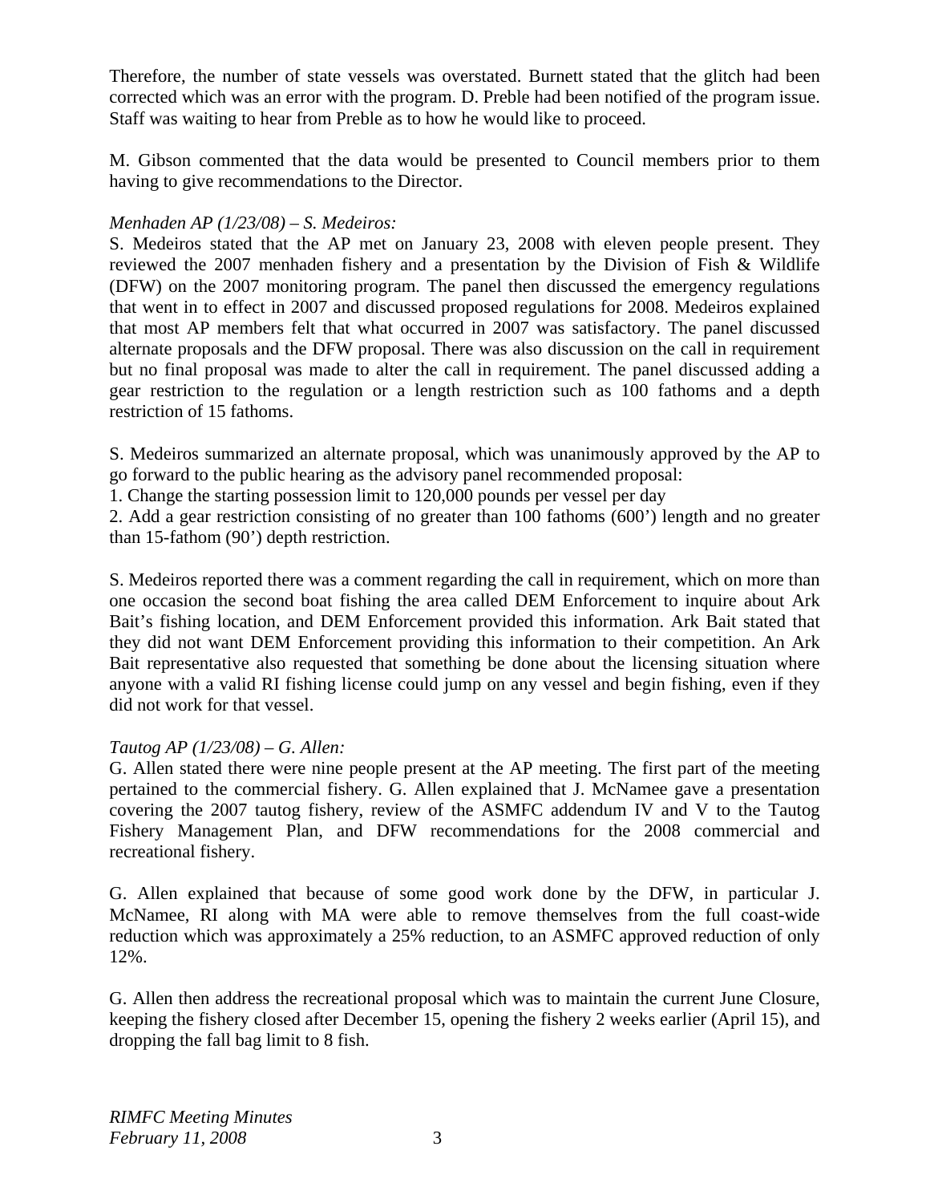Therefore, the number of state vessels was overstated. Burnett stated that the glitch had been corrected which was an error with the program. D. Preble had been notified of the program issue. Staff was waiting to hear from Preble as to how he would like to proceed.

M. Gibson commented that the data would be presented to Council members prior to them having to give recommendations to the Director.

*Menhaden AP (1/23/08) – S. Medeiros:*

S. Medeiros stated that the AP met on January 23, 2008 with eleven people present. They reviewed the 2007 menhaden fishery and a presentation by the Division of Fish & Wildlife (DFW) on the 2007 monitoring program. The panel then discussed the emergency regulations that went in to effect in 2007 and discussed proposed regulations for 2008. Medeiros explained that most AP members felt that what occurred in 2007 was satisfactory. The panel discussed alternate proposals and the DFW proposal. There was also discussion on the call in requirement but no final proposal was made to alter the call in requirement. The panel discussed adding a gear restriction to the regulation or a length restriction such as 100 fathoms and a depth restriction of 15 fathoms.

S. Medeiros summarized an alternate proposal, which was unanimously approved by the AP to go forward to the public hearing as the advisory panel recommended proposal:

1. Change the starting possession limit to 120,000 pounds per vessel per day
2. Add a gear restriction consisting of no greater than 100 fathoms (600') length and no greater than 15-fathom (90') depth restriction.

S. Medeiros reported there was a comment regarding the call in requirement, which on more than one occasion the second boat fishing the area called DEM Enforcement to inquire about Ark Bait's fishing location, and DEM Enforcement provided this information. Ark Bait stated that they did not want DEM Enforcement providing this information to their competition. An Ark Bait representative also requested that something be done about the licensing situation where anyone with a valid RI fishing license could jump on any vessel and begin fishing, even if they did not work for that vessel.

*Tautog AP (1/23/08) – G. Allen:*

G. Allen stated there were nine people present at the AP meeting. The first part of the meeting pertained to the commercial fishery. G. Allen explained that J. McNamee gave a presentation covering the 2007 tautog fishery, review of the ASMFC addendum IV and V to the Tautog Fishery Management Plan, and DFW recommendations for the 2008 commercial and recreational fishery.

G. Allen explained that because of some good work done by the DFW, in particular J. McNamee, RI along with MA were able to remove themselves from the full coast-wide reduction which was approximately a 25% reduction, to an ASMFC approved reduction of only 12%.

G. Allen then address the recreational proposal which was to maintain the current June Closure, keeping the fishery closed after December 15, opening the fishery 2 weeks earlier (April 15), and dropping the fall bag limit to 8 fish.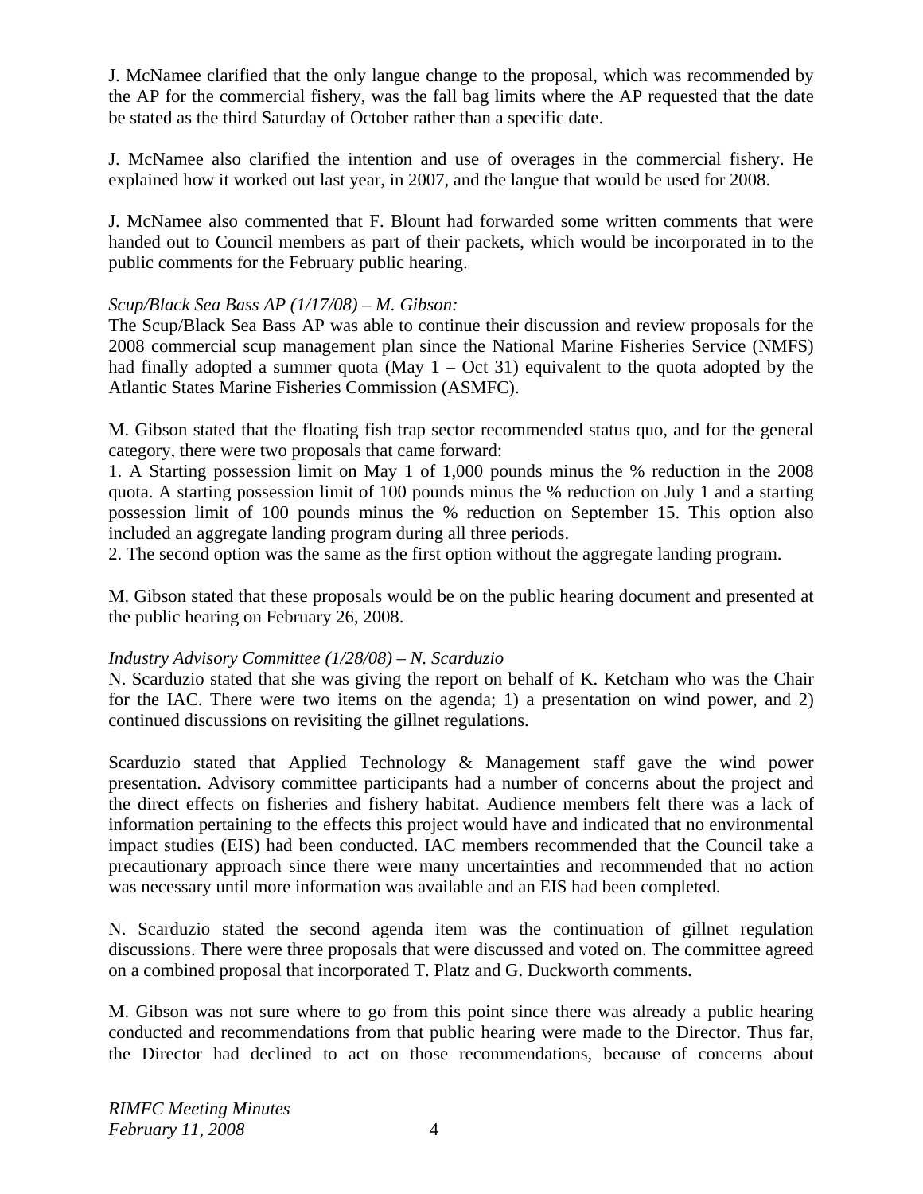J. McNamee clarified that the only langue change to the proposal, which was recommended by the AP for the commercial fishery, was the fall bag limits where the AP requested that the date be stated as the third Saturday of October rather than a specific date.

J. McNamee also clarified the intention and use of overages in the commercial fishery. He explained how it worked out last year, in 2007, and the langue that would be used for 2008.

J. McNamee also commented that F. Blount had forwarded some written comments that were handed out to Council members as part of their packets, which would be incorporated in to the public comments for the February public hearing.

*Scup/Black Sea Bass AP (1/17/08) – M. Gibson:*

The Scup/Black Sea Bass AP was able to continue their discussion and review proposals for the 2008 commercial scup management plan since the National Marine Fisheries Service (NMFS) had finally adopted a summer quota (May 1 – Oct 31) equivalent to the quota adopted by the Atlantic States Marine Fisheries Commission (ASMFC).

M. Gibson stated that the floating fish trap sector recommended status quo, and for the general category, there were two proposals that came forward:

1. A Starting possession limit on May 1 of 1,000 pounds minus the % reduction in the 2008 quota. A starting possession limit of 100 pounds minus the % reduction on July 1 and a starting possession limit of 100 pounds minus the % reduction on September 15. This option also included an aggregate landing program during all three periods.
2. The second option was the same as the first option without the aggregate landing program.

M. Gibson stated that these proposals would be on the public hearing document and presented at the public hearing on February 26, 2008.

*Industry Advisory Committee (1/28/08) – N. Scarduzio*

N. Scarduzio stated that she was giving the report on behalf of K. Ketcham who was the Chair for the IAC. There were two items on the agenda; 1) a presentation on wind power, and 2) continued discussions on revisiting the gillnet regulations.

Scarduzio stated that Applied Technology & Management staff gave the wind power presentation. Advisory committee participants had a number of concerns about the project and the direct effects on fisheries and fishery habitat. Audience members felt there was a lack of information pertaining to the effects this project would have and indicated that no environmental impact studies (EIS) had been conducted. IAC members recommended that the Council take a precautionary approach since there were many uncertainties and recommended that no action was necessary until more information was available and an EIS had been completed.

N. Scarduzio stated the second agenda item was the continuation of gillnet regulation discussions. There were three proposals that were discussed and voted on. The committee agreed on a combined proposal that incorporated T. Platz and G. Duckworth comments.

M. Gibson was not sure where to go from this point since there was already a public hearing conducted and recommendations from that public hearing were made to the Director. Thus far, the Director had declined to act on those recommendations, because of concerns about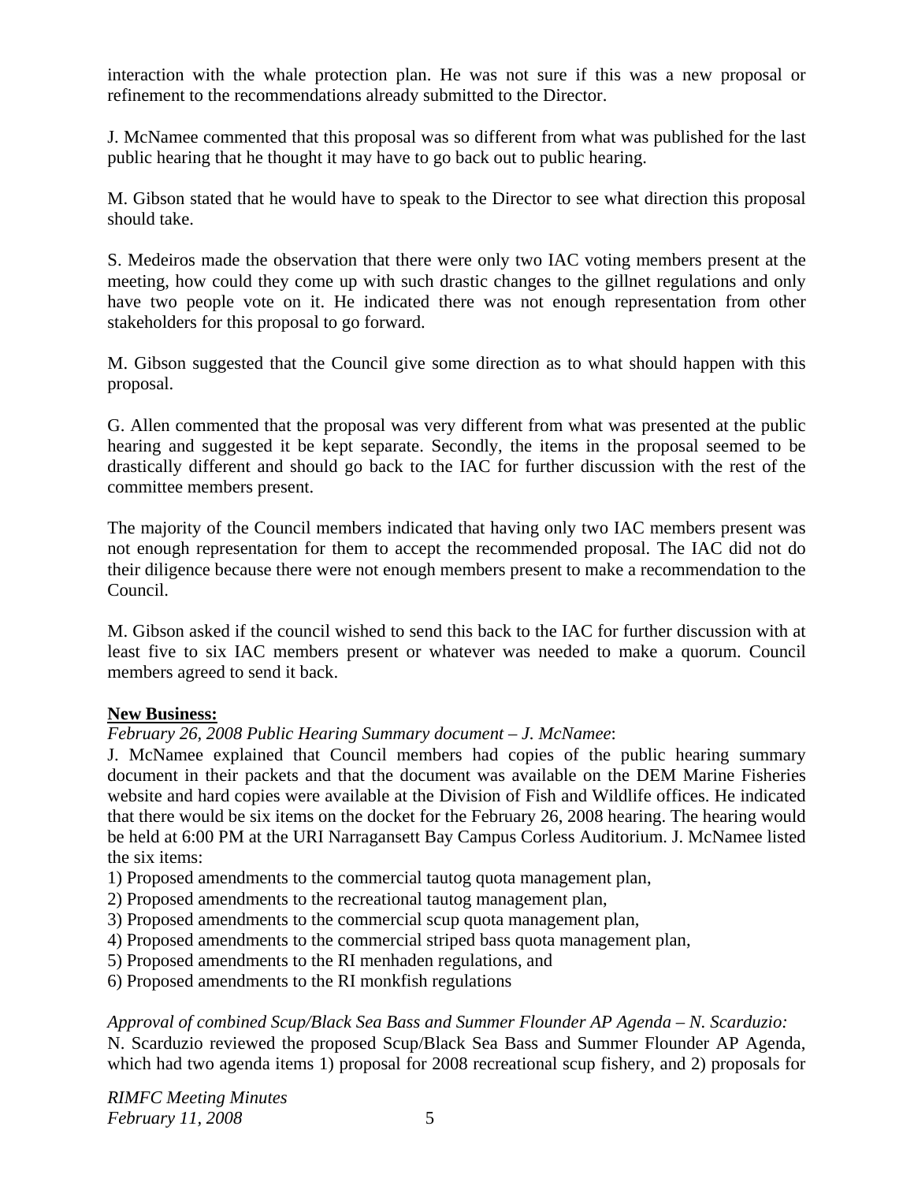interaction with the whale protection plan. He was not sure if this was a new proposal or refinement to the recommendations already submitted to the Director.

J. McNamee commented that this proposal was so different from what was published for the last public hearing that he thought it may have to go back out to public hearing.

M. Gibson stated that he would have to speak to the Director to see what direction this proposal should take.

S. Medeiros made the observation that there were only two IAC voting members present at the meeting, how could they come up with such drastic changes to the gillnet regulations and only have two people vote on it. He indicated there was not enough representation from other stakeholders for this proposal to go forward.

M. Gibson suggested that the Council give some direction as to what should happen with this proposal.

G. Allen commented that the proposal was very different from what was presented at the public hearing and suggested it be kept separate. Secondly, the items in the proposal seemed to be drastically different and should go back to the IAC for further discussion with the rest of the committee members present.

The majority of the Council members indicated that having only two IAC members present was not enough representation for them to accept the recommended proposal. The IAC did not do their diligence because there were not enough members present to make a recommendation to the Council.

M. Gibson asked if the council wished to send this back to the IAC for further discussion with at least five to six IAC members present or whatever was needed to make a quorum. Council members agreed to send it back.

**New Business:**

*February 26, 2008 Public Hearing Summary document – J. McNamee*:
J. McNamee explained that Council members had copies of the public hearing summary document in their packets and that the document was available on the DEM Marine Fisheries website and hard copies were available at the Division of Fish and Wildlife offices. He indicated that there would be six items on the docket for the February 26, 2008 hearing. The hearing would be held at 6:00 PM at the URI Narragansett Bay Campus Corless Auditorium. J. McNamee listed the six items:

1) Proposed amendments to the commercial tautog quota management plan,
2) Proposed amendments to the recreational tautog management plan,
3) Proposed amendments to the commercial scup quota management plan,
4) Proposed amendments to the commercial striped bass quota management plan,
5) Proposed amendments to the RI menhaden regulations, and
6) Proposed amendments to the RI monkfish regulations

*Approval of combined Scup/Black Sea Bass and Summer Flounder AP Agenda – N. Scarduzio:*
N. Scarduzio reviewed the proposed Scup/Black Sea Bass and Summer Flounder AP Agenda, which had two agenda items 1) proposal for 2008 recreational scup fishery, and 2) proposals for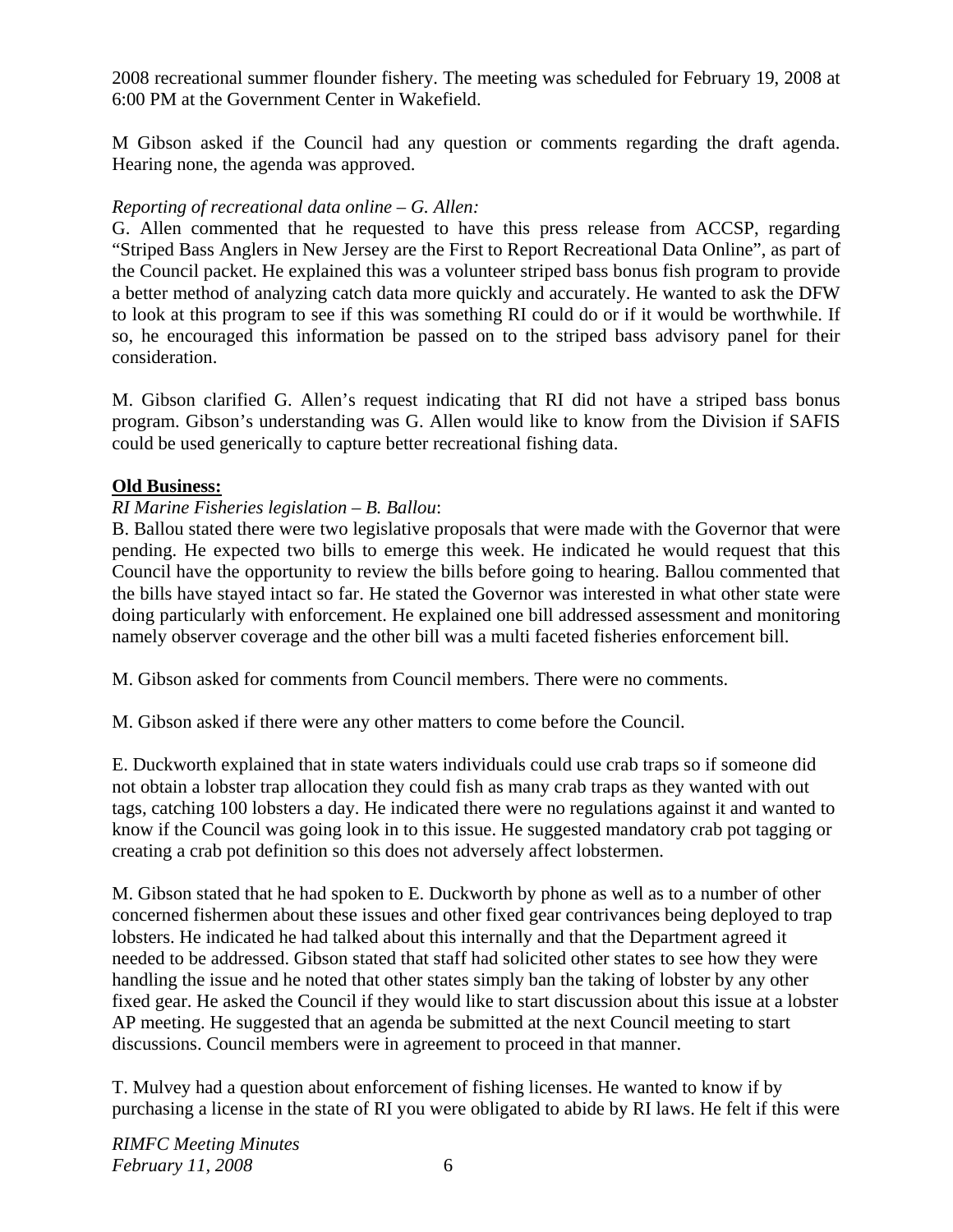2008 recreational summer flounder fishery. The meeting was scheduled for February 19, 2008 at 6:00 PM at the Government Center in Wakefield.

M Gibson asked if the Council had any question or comments regarding the draft agenda. Hearing none, the agenda was approved.

*Reporting of recreational data online – G. Allen:*

G. Allen commented that he requested to have this press release from ACCSP, regarding "Striped Bass Anglers in New Jersey are the First to Report Recreational Data Online", as part of the Council packet. He explained this was a volunteer striped bass bonus fish program to provide a better method of analyzing catch data more quickly and accurately. He wanted to ask the DFW to look at this program to see if this was something RI could do or if it would be worthwhile. If so, he encouraged this information be passed on to the striped bass advisory panel for their consideration.

M. Gibson clarified G. Allen's request indicating that RI did not have a striped bass bonus program. Gibson's understanding was G. Allen would like to know from the Division if SAFIS could be used generically to capture better recreational fishing data.

**Old Business:**

*RI Marine Fisheries legislation – B. Ballou*:

B. Ballou stated there were two legislative proposals that were made with the Governor that were pending. He expected two bills to emerge this week. He indicated he would request that this Council have the opportunity to review the bills before going to hearing. Ballou commented that the bills have stayed intact so far. He stated the Governor was interested in what other state were doing particularly with enforcement. He explained one bill addressed assessment and monitoring namely observer coverage and the other bill was a multi faceted fisheries enforcement bill.

M. Gibson asked for comments from Council members. There were no comments.

M. Gibson asked if there were any other matters to come before the Council.

E. Duckworth explained that in state waters individuals could use crab traps so if someone did not obtain a lobster trap allocation they could fish as many crab traps as they wanted with out tags, catching 100 lobsters a day. He indicated there were no regulations against it and wanted to know if the Council was going look in to this issue. He suggested mandatory crab pot tagging or creating a crab pot definition so this does not adversely affect lobstermen.

M. Gibson stated that he had spoken to E. Duckworth by phone as well as to a number of other concerned fishermen about these issues and other fixed gear contrivances being deployed to trap lobsters. He indicated he had talked about this internally and that the Department agreed it needed to be addressed. Gibson stated that staff had solicited other states to see how they were handling the issue and he noted that other states simply ban the taking of lobster by any other fixed gear. He asked the Council if they would like to start discussion about this issue at a lobster AP meeting. He suggested that an agenda be submitted at the next Council meeting to start discussions. Council members were in agreement to proceed in that manner.

T. Mulvey had a question about enforcement of fishing licenses. He wanted to know if by purchasing a license in the state of RI you were obligated to abide by RI laws. He felt if this were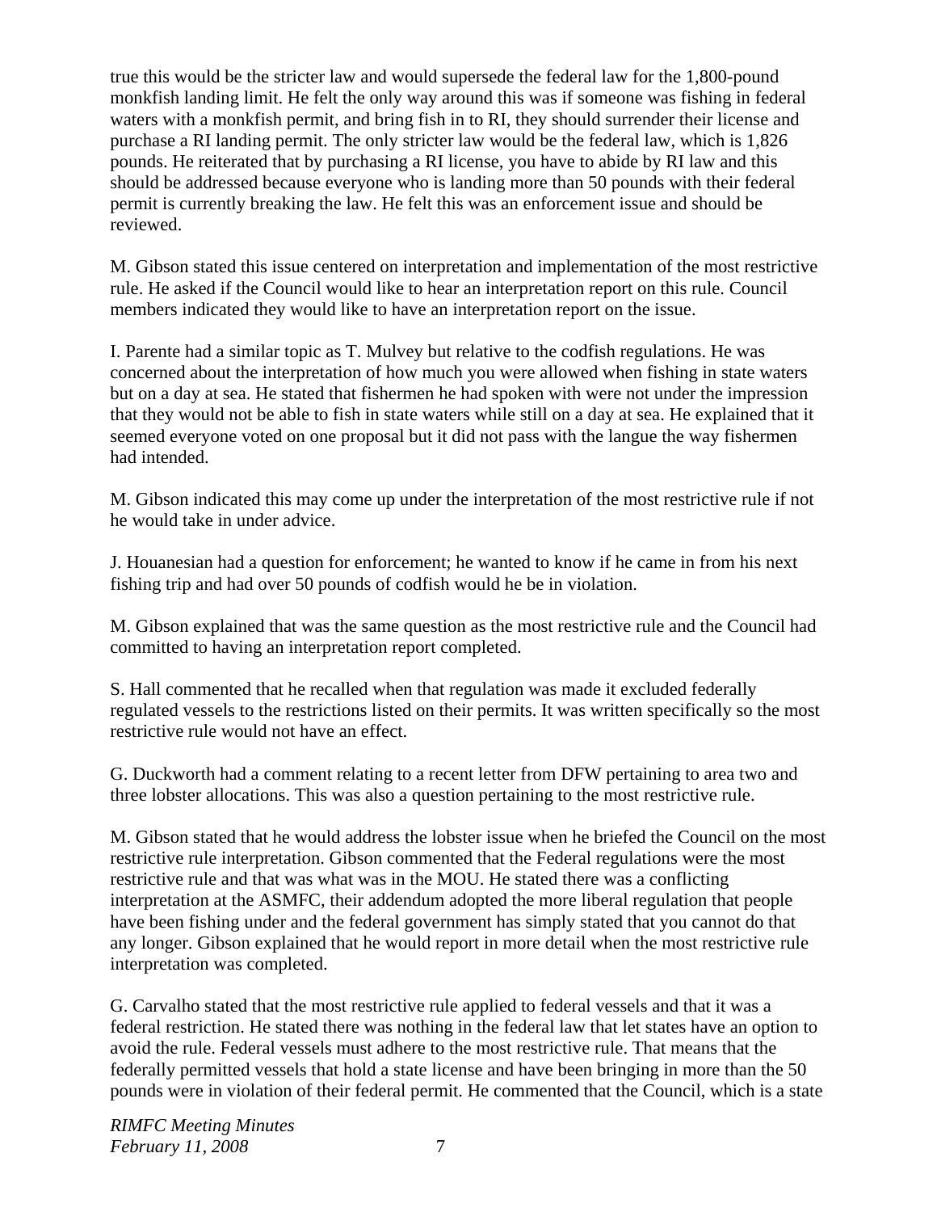true this would be the stricter law and would supersede the federal law for the 1,800-pound monkfish landing limit. He felt the only way around this was if someone was fishing in federal waters with a monkfish permit, and bring fish in to RI, they should surrender their license and purchase a RI landing permit. The only stricter law would be the federal law, which is 1,826 pounds. He reiterated that by purchasing a RI license, you have to abide by RI law and this should be addressed because everyone who is landing more than 50 pounds with their federal permit is currently breaking the law. He felt this was an enforcement issue and should be reviewed.

M. Gibson stated this issue centered on interpretation and implementation of the most restrictive rule. He asked if the Council would like to hear an interpretation report on this rule. Council members indicated they would like to have an interpretation report on the issue.

I. Parente had a similar topic as T. Mulvey but relative to the codfish regulations. He was concerned about the interpretation of how much you were allowed when fishing in state waters but on a day at sea. He stated that fishermen he had spoken with were not under the impression that they would not be able to fish in state waters while still on a day at sea. He explained that it seemed everyone voted on one proposal but it did not pass with the langue the way fishermen had intended.

M. Gibson indicated this may come up under the interpretation of the most restrictive rule if not he would take in under advice.

J. Houanesian had a question for enforcement; he wanted to know if he came in from his next fishing trip and had over 50 pounds of codfish would he be in violation.

M. Gibson explained that was the same question as the most restrictive rule and the Council had committed to having an interpretation report completed.

S. Hall commented that he recalled when that regulation was made it excluded federally regulated vessels to the restrictions listed on their permits. It was written specifically so the most restrictive rule would not have an effect.

G. Duckworth had a comment relating to a recent letter from DFW pertaining to area two and three lobster allocations. This was also a question pertaining to the most restrictive rule.

M. Gibson stated that he would address the lobster issue when he briefed the Council on the most restrictive rule interpretation. Gibson commented that the Federal regulations were the most restrictive rule and that was what was in the MOU. He stated there was a conflicting interpretation at the ASMFC, their addendum adopted the more liberal regulation that people have been fishing under and the federal government has simply stated that you cannot do that any longer. Gibson explained that he would report in more detail when the most restrictive rule interpretation was completed.

G. Carvalho stated that the most restrictive rule applied to federal vessels and that it was a federal restriction. He stated there was nothing in the federal law that let states have an option to avoid the rule. Federal vessels must adhere to the most restrictive rule. That means that the federally permitted vessels that hold a state license and have been bringing in more than the 50 pounds were in violation of their federal permit. He commented that the Council, which is a state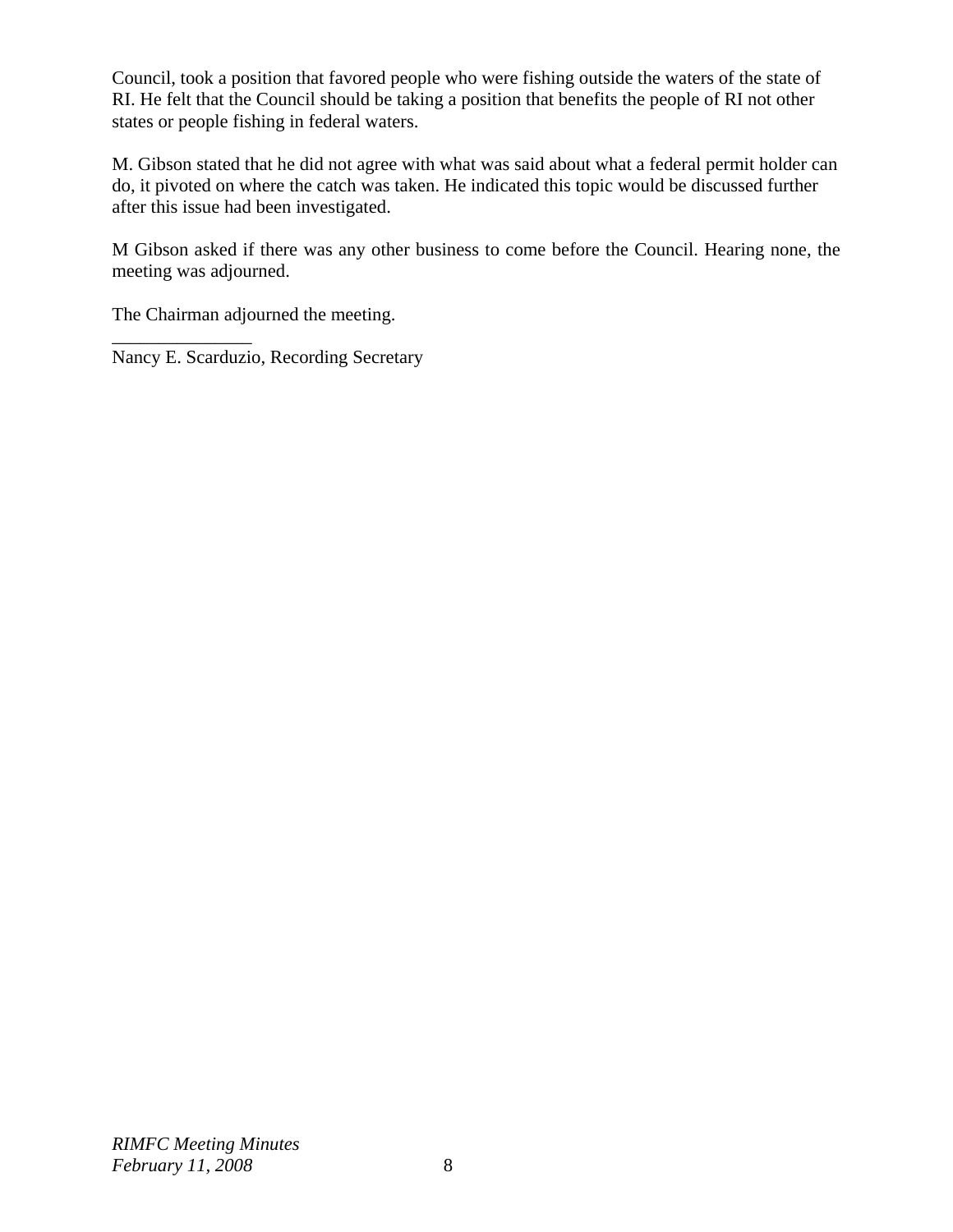Council, took a position that favored people who were fishing outside the waters of the state of RI. He felt that the Council should be taking a position that benefits the people of RI not other states or people fishing in federal waters.

M. Gibson stated that he did not agree with what was said about what a federal permit holder can do, it pivoted on where the catch was taken. He indicated this topic would be discussed further after this issue had been investigated.

M Gibson asked if there was any other business to come before the Council. Hearing none, the meeting was adjourned.

The Chairman adjourned the meeting.

_______________
Nancy E. Scarduzio, Recording Secretary